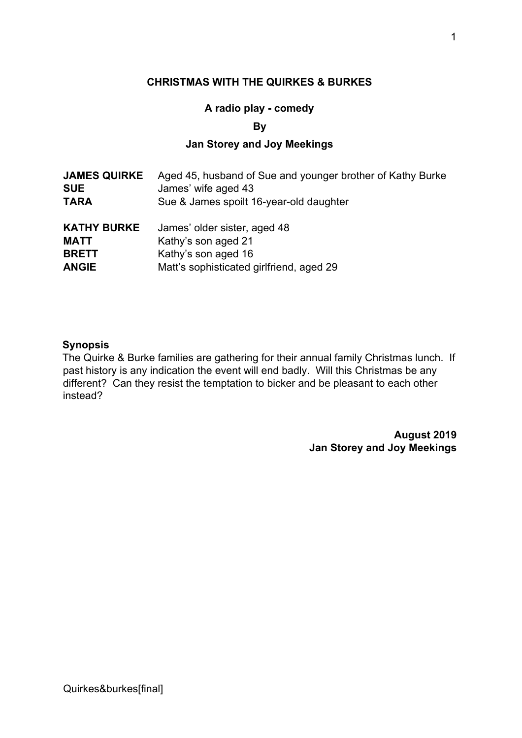# CHRISTMAS WITH THE QUIRKES & BURKES

**A radio play - comedy**

**By**

**Jan Storey and Joy Meekings**

| | |
|---|---|
| **JAMES QUIRKE** | Aged 45, husband of Sue and younger brother of Kathy Burke |
| **SUE** | James' wife aged 43 |
| **TARA** | Sue & James spoilt 16-year-old daughter |
| | |
| **KATHY BURKE** | James' older sister, aged 48 |
| **MATT** | Kathy's son aged 21 |
| **BRETT** | Kathy's son aged 16 |
| **ANGIE** | Matt's sophisticated girlfriend, aged 29 |

**Synopsis**

The Quirke & Burke families are gathering for their annual family Christmas lunch. If past history is any indication the event will end badly. Will this Christmas be any different? Can they resist the temptation to bicker and be pleasant to each other instead?

**August 2019**
**Jan Storey and Joy Meekings**

Quirkes&burkes[final]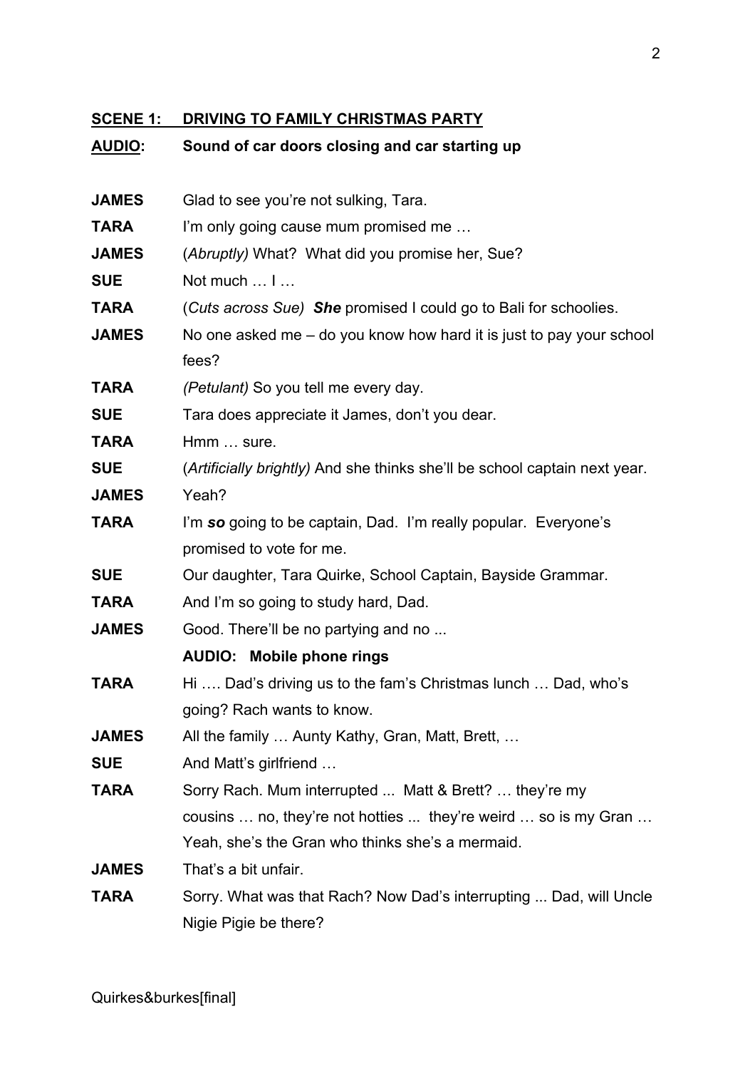**<u>SCENE 1:</u>** **<u>DRIVING TO FAMILY CHRISTMAS PARTY</u>**

**<u>AUDIO</u>:** **Sound of car doors closing and car starting up**

**JAMES** Glad to see you're not sulking, Tara.

**TARA** I'm only going cause mum promised me …

**JAMES** (*Abruptly)* What? What did you promise her, Sue?

**SUE** Not much … I …

**TARA** (*Cuts across Sue)* ***She*** promised I could go to Bali for schoolies.

**JAMES** No one asked me – do you know how hard it is just to pay your school fees?

**TARA** *(Petulant)* So you tell me every day.

**SUE** Tara does appreciate it James, don't you dear.

**TARA** Hmm … sure.

**SUE** (*Artificially brightly)* And she thinks she'll be school captain next year.

**JAMES** Yeah?

**TARA** I'm ***so*** going to be captain, Dad. I'm really popular. Everyone's promised to vote for me.

**SUE** Our daughter, Tara Quirke, School Captain, Bayside Grammar.

**TARA** And I'm so going to study hard, Dad.

**JAMES** Good. There'll be no partying and no ...

**AUDIO: Mobile phone rings**

**TARA** Hi …. Dad's driving us to the fam's Christmas lunch … Dad, who's going? Rach wants to know.

**JAMES** All the family … Aunty Kathy, Gran, Matt, Brett, …

**SUE** And Matt's girlfriend …

**TARA** Sorry Rach. Mum interrupted ... Matt & Brett? … they're my cousins … no, they're not hotties ... they're weird … so is my Gran … Yeah, she's the Gran who thinks she's a mermaid.

**JAMES** That's a bit unfair.

**TARA** Sorry. What was that Rach? Now Dad's interrupting ... Dad, will Uncle Nigie Pigie be there?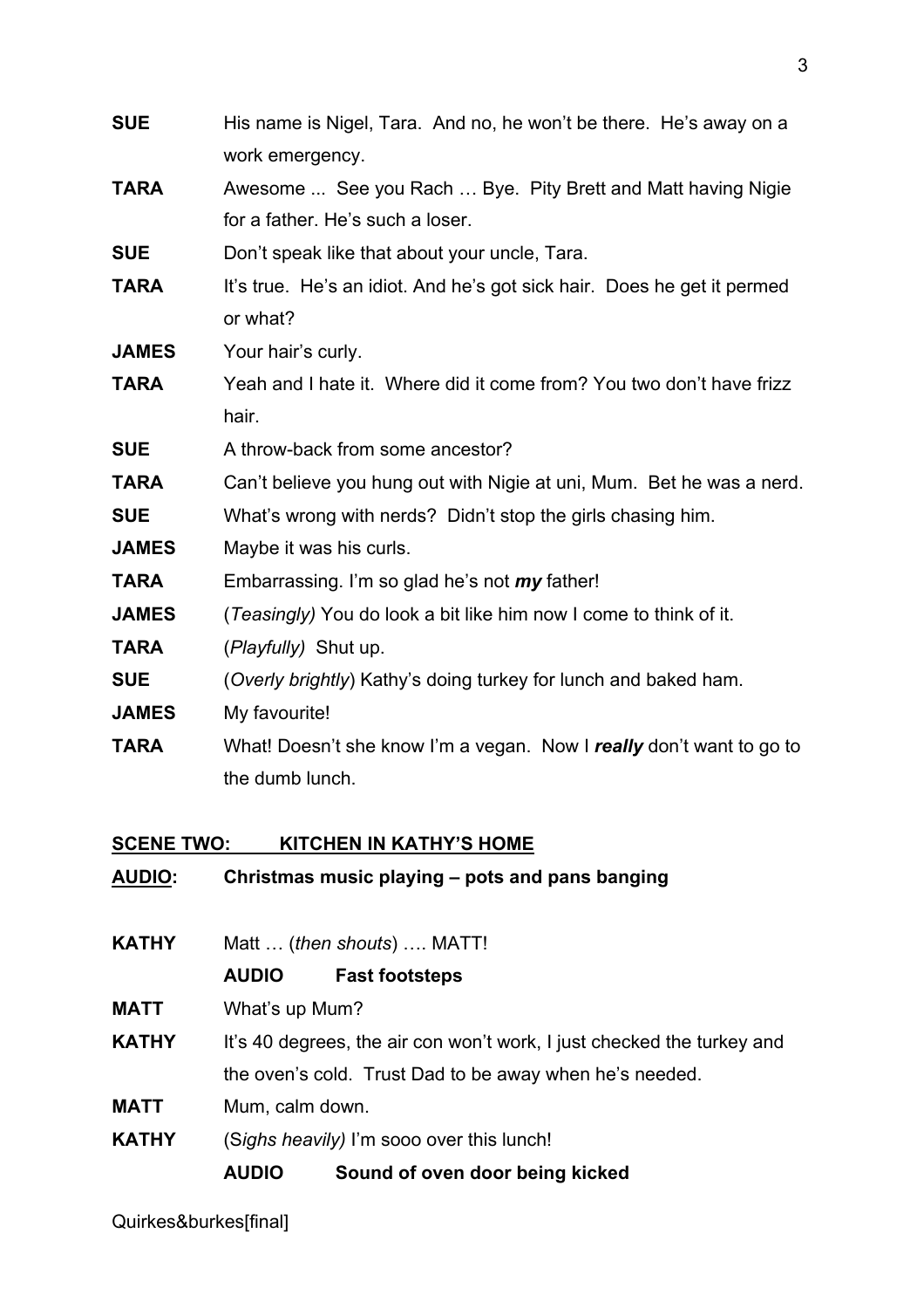**SUE** His name is Nigel, Tara. And no, he won't be there. He's away on a work emergency.

**TARA** Awesome ... See you Rach … Bye. Pity Brett and Matt having Nigie for a father. He's such a loser.

**SUE** Don't speak like that about your uncle, Tara.

**TARA** It's true. He's an idiot. And he's got sick hair. Does he get it permed or what?

**JAMES** Your hair's curly.

**TARA** Yeah and I hate it. Where did it come from? You two don't have frizz hair.

**SUE** A throw-back from some ancestor?

**TARA** Can't believe you hung out with Nigie at uni, Mum. Bet he was a nerd.

**SUE** What's wrong with nerds? Didn't stop the girls chasing him.

**JAMES** Maybe it was his curls.

**TARA** Embarrassing. I'm so glad he's not ***my*** father!

**JAMES** (*Teasingly)* You do look a bit like him now I come to think of it.

**TARA** (*Playfully)* Shut up.

**SUE** (*Overly brightly*) Kathy's doing turkey for lunch and baked ham.

**JAMES** My favourite!

**TARA** What! Doesn't she know I'm a vegan. Now I ***really*** don't want to go to the dumb lunch.

**<u>SCENE TWO: KITCHEN IN KATHY'S HOME</u>**

**<u>AUDIO</u>: Christmas music playing – pots and pans banging**

**KATHY** Matt … (*then shouts*) …. MATT!

**AUDIO Fast footsteps**

**MATT** What's up Mum?

**KATHY** It's 40 degrees, the air con won't work, I just checked the turkey and the oven's cold. Trust Dad to be away when he's needed.

**MATT** Mum, calm down.

**KATHY** (S*ighs heavily)* I'm sooo over this lunch!

**AUDIO Sound of oven door being kicked**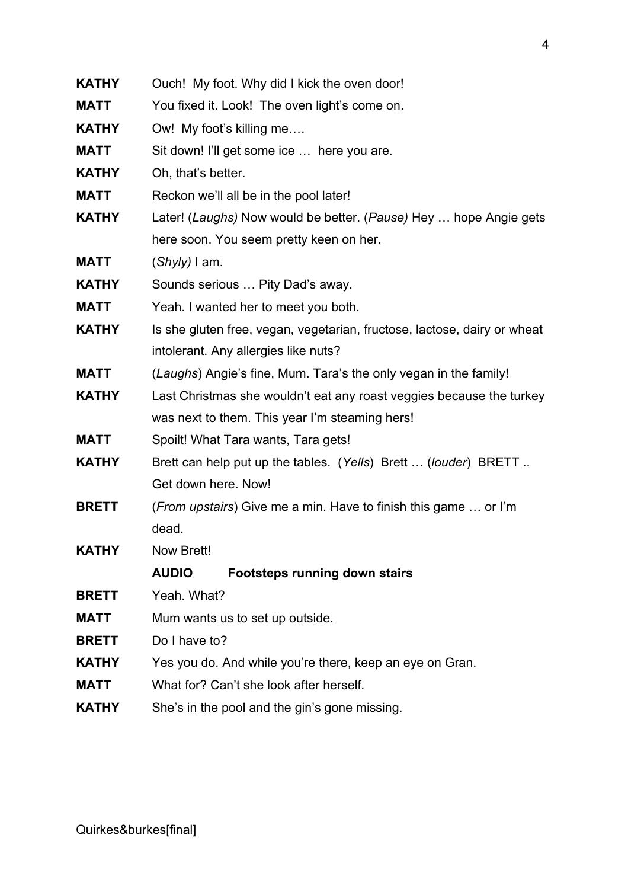**KATHY** Ouch! My foot. Why did I kick the oven door!

**MATT** You fixed it. Look! The oven light's come on.

**KATHY** Ow! My foot's killing me….

**MATT** Sit down! I'll get some ice … here you are.

**KATHY** Oh, that's better.

**MATT** Reckon we'll all be in the pool later!

**KATHY** Later! (*Laughs)* Now would be better. (*Pause)* Hey … hope Angie gets here soon. You seem pretty keen on her.

**MATT** (*Shyly)* I am.

**KATHY** Sounds serious … Pity Dad's away.

**MATT** Yeah. I wanted her to meet you both.

**KATHY** Is she gluten free, vegan, vegetarian, fructose, lactose, dairy or wheat intolerant. Any allergies like nuts?

**MATT** (*Laughs*) Angie's fine, Mum. Tara's the only vegan in the family!

**KATHY** Last Christmas she wouldn't eat any roast veggies because the turkey was next to them. This year I'm steaming hers!

**MATT** Spoilt! What Tara wants, Tara gets!

**KATHY** Brett can help put up the tables. (*Yells*) Brett … (*louder*) BRETT .. Get down here. Now!

**BRETT** (*From upstairs*) Give me a min. Have to finish this game … or I'm dead.

**KATHY** Now Brett!

**AUDIO** **Footsteps running down stairs**

**BRETT** Yeah. What?

**MATT** Mum wants us to set up outside.

**BRETT** Do I have to?

**KATHY** Yes you do. And while you're there, keep an eye on Gran.

**MATT** What for? Can't she look after herself.

**KATHY** She's in the pool and the gin's gone missing.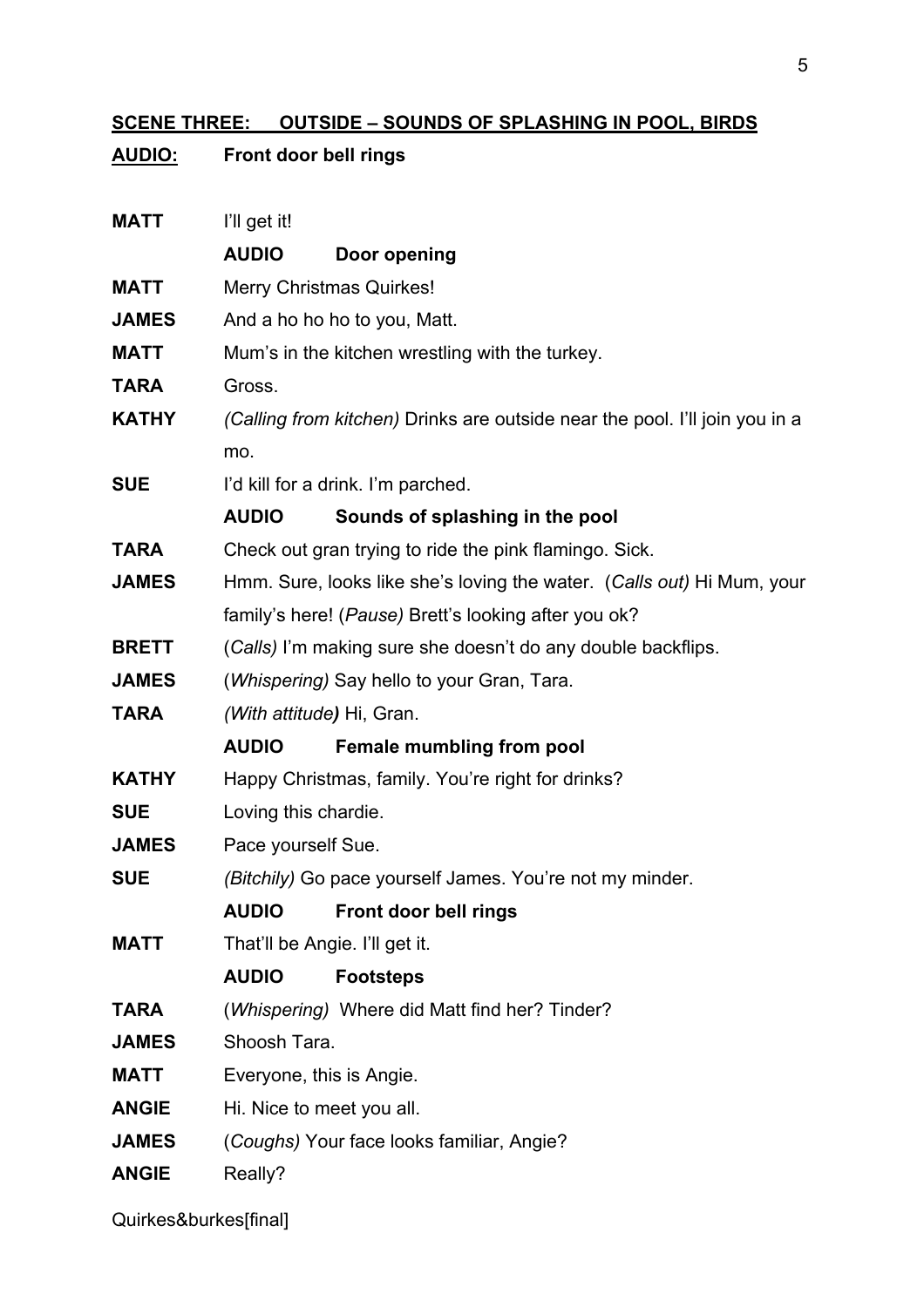**SCENE THREE: OUTSIDE – SOUNDS OF SPLASHING IN POOL, BIRDS**

**AUDIO: Front door bell rings**

| | |
|---|---|
| **MATT** | I'll get it! |
| | **AUDIO Door opening** |
| **MATT** | Merry Christmas Quirkes! |
| **JAMES** | And a ho ho ho to you, Matt. |
| **MATT** | Mum's in the kitchen wrestling with the turkey. |
| **TARA** | Gross. |
| **KATHY** | *(Calling from kitchen)* Drinks are outside near the pool. I'll join you in a mo. |
| **SUE** | I'd kill for a drink. I'm parched. |
| | **AUDIO Sounds of splashing in the pool** |
| **TARA** | Check out gran trying to ride the pink flamingo. Sick. |
| **JAMES** | Hmm. Sure, looks like she's loving the water. (*Calls out)* Hi Mum, your family's here! (*Pause)* Brett's looking after you ok? |
| **BRETT** | (*Calls)* I'm making sure she doesn't do any double backflips. |
| **JAMES** | (*Whispering)* Say hello to your Gran, Tara. |
| **TARA** | *(With attitude)* Hi, Gran. |
| | **AUDIO Female mumbling from pool** |
| **KATHY** | Happy Christmas, family. You're right for drinks? |
| **SUE** | Loving this chardie. |
| **JAMES** | Pace yourself Sue. |
| **SUE** | *(Bitchily)* Go pace yourself James. You're not my minder. |
| | **AUDIO Front door bell rings** |
| **MATT** | That'll be Angie. I'll get it. |
| | **AUDIO Footsteps** |
| **TARA** | (*Whispering)* Where did Matt find her? Tinder? |
| **JAMES** | Shoosh Tara. |
| **MATT** | Everyone, this is Angie. |
| **ANGIE** | Hi. Nice to meet you all. |
| **JAMES** | (*Coughs)* Your face looks familiar, Angie? |
| **ANGIE** | Really? |

Quirkes&burkes[final]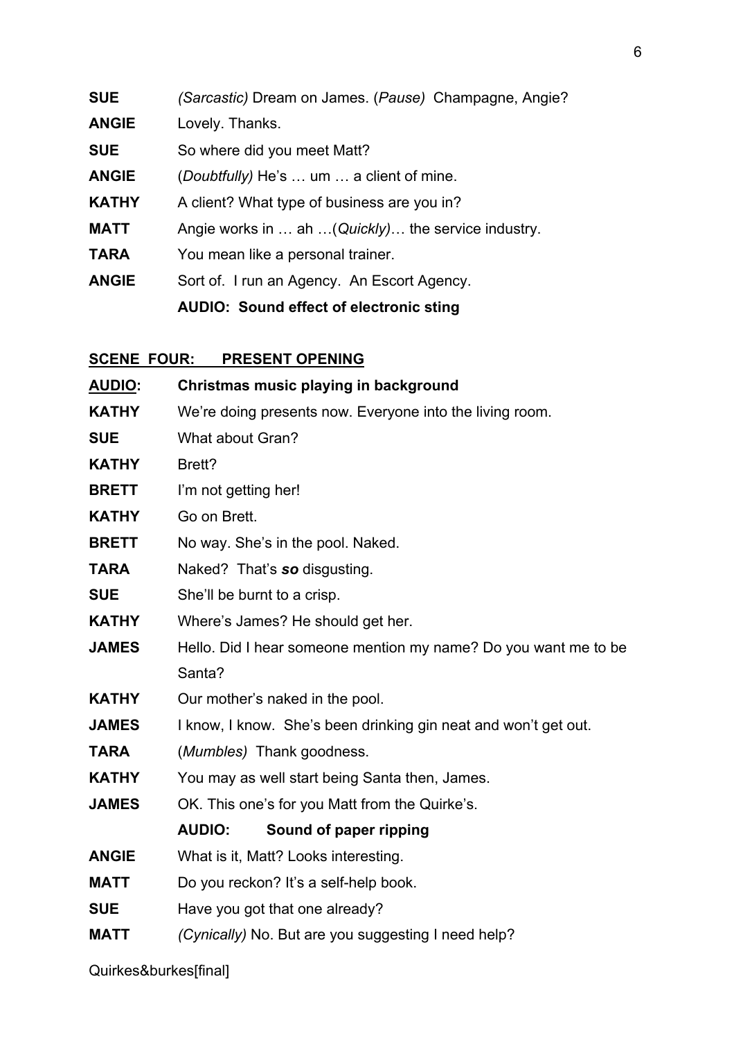**SUE** *(Sarcastic)* Dream on James. (*Pause)* Champagne, Angie?

**ANGIE** Lovely. Thanks.

**SUE** So where did you meet Matt?

**ANGIE** (*Doubtfully)* He's … um … a client of mine.

**KATHY** A client? What type of business are you in?

**MATT** Angie works in … ah …(*Quickly)*… the service industry.

**TARA** You mean like a personal trainer.

**ANGIE** Sort of. I run an Agency. An Escort Agency.

**AUDIO: Sound effect of electronic sting**

**SCENE FOUR: PRESENT OPENING**

**AUDIO: Christmas music playing in background**

**KATHY** We're doing presents now. Everyone into the living room.

**SUE** What about Gran?

**KATHY** Brett?

**BRETT** I'm not getting her!

**KATHY** Go on Brett.

**BRETT** No way. She's in the pool. Naked.

**TARA** Naked? That's ***so*** disgusting.

**SUE** She'll be burnt to a crisp.

**KATHY** Where's James? He should get her.

**JAMES** Hello. Did I hear someone mention my name? Do you want me to be Santa?

**KATHY** Our mother's naked in the pool.

**JAMES** I know, I know. She's been drinking gin neat and won't get out.

**TARA** (*Mumbles)* Thank goodness.

**KATHY** You may as well start being Santa then, James.

**JAMES** OK. This one's for you Matt from the Quirke's.

**AUDIO: Sound of paper ripping**

**ANGIE** What is it, Matt? Looks interesting.

**MATT** Do you reckon? It's a self-help book.

**SUE** Have you got that one already?

**MATT** *(Cynically)* No. But are you suggesting I need help?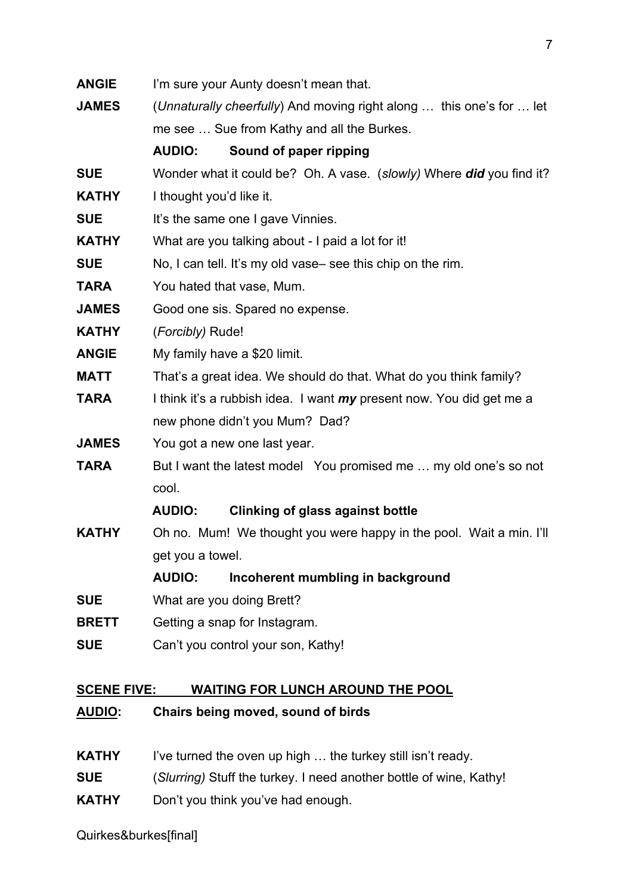**ANGIE** I'm sure your Aunty doesn't mean that.

**JAMES** (*Unnaturally cheerfully*) And moving right along … this one's for … let me see … Sue from Kathy and all the Burkes.

**AUDIO: Sound of paper ripping**

**SUE** Wonder what it could be? Oh. A vase. (*slowly)* Where ***did*** you find it?

**KATHY** I thought you'd like it.

**SUE** It's the same one I gave Vinnies.

**KATHY** What are you talking about - I paid a lot for it!

**SUE** No, I can tell. It's my old vase– see this chip on the rim.

**TARA** You hated that vase, Mum.

**JAMES** Good one sis. Spared no expense.

**KATHY** (*Forcibly)* Rude!

**ANGIE** My family have a $20 limit.

**MATT** That's a great idea. We should do that. What do you think family?

**TARA** I think it's a rubbish idea. I want ***my*** present now. You did get me a new phone didn't you Mum? Dad?

**JAMES** You got a new one last year.

**TARA** But I want the latest model You promised me … my old one's so not cool.

**AUDIO: Clinking of glass against bottle**

**KATHY** Oh no. Mum! We thought you were happy in the pool. Wait a min. I'll get you a towel.

**AUDIO: Incoherent mumbling in background**

**SUE** What are you doing Brett?

**BRETT** Getting a snap for Instagram.

**SUE** Can't you control your son, Kathy!

## SCENE FIVE: WAITING FOR LUNCH AROUND THE POOL

**AUDIO: Chairs being moved, sound of birds**

**KATHY** I've turned the oven up high … the turkey still isn't ready.

**SUE** (*Slurring)* Stuff the turkey. I need another bottle of wine, Kathy!

**KATHY** Don't you think you've had enough.

Quirkes&burkes[final]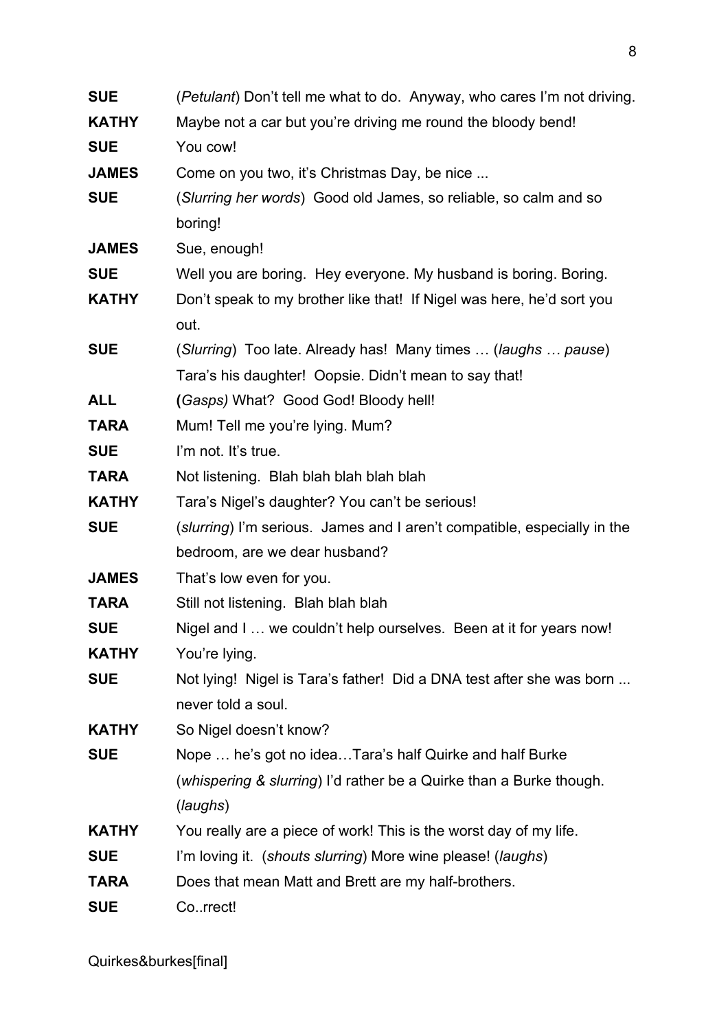**SUE** (*Petulant*) Don't tell me what to do. Anyway, who cares I'm not driving.

**KATHY** Maybe not a car but you're driving me round the bloody bend!

**SUE** You cow!

**JAMES** Come on you two, it's Christmas Day, be nice ...

**SUE** (*Slurring her words*) Good old James, so reliable, so calm and so boring!

**JAMES** Sue, enough!

**SUE** Well you are boring. Hey everyone. My husband is boring. Boring.

**KATHY** Don't speak to my brother like that! If Nigel was here, he'd sort you out.

**SUE** (*Slurring*) Too late. Already has! Many times … (*laughs … pause*) Tara's his daughter! Oopsie. Didn't mean to say that!

**ALL** **(***Gasps)* What? Good God! Bloody hell!

**TARA** Mum! Tell me you're lying. Mum?

**SUE** I'm not. It's true.

**TARA** Not listening. Blah blah blah blah blah

**KATHY** Tara's Nigel's daughter? You can't be serious!

**SUE** (*slurring*) I'm serious. James and I aren't compatible, especially in the bedroom, are we dear husband?

**JAMES** That's low even for you.

**TARA** Still not listening. Blah blah blah

**SUE** Nigel and I … we couldn't help ourselves. Been at it for years now!

**KATHY** You're lying.

**SUE** Not lying! Nigel is Tara's father! Did a DNA test after she was born ... never told a soul.

**KATHY** So Nigel doesn't know?

**SUE** Nope … he's got no idea…Tara's half Quirke and half Burke (*whispering & slurring*) I'd rather be a Quirke than a Burke though. (*laughs*)

**KATHY** You really are a piece of work! This is the worst day of my life.

**SUE** I'm loving it. (*shouts slurring*) More wine please! (*laughs*)

**TARA** Does that mean Matt and Brett are my half-brothers.

**SUE** Co..rrect!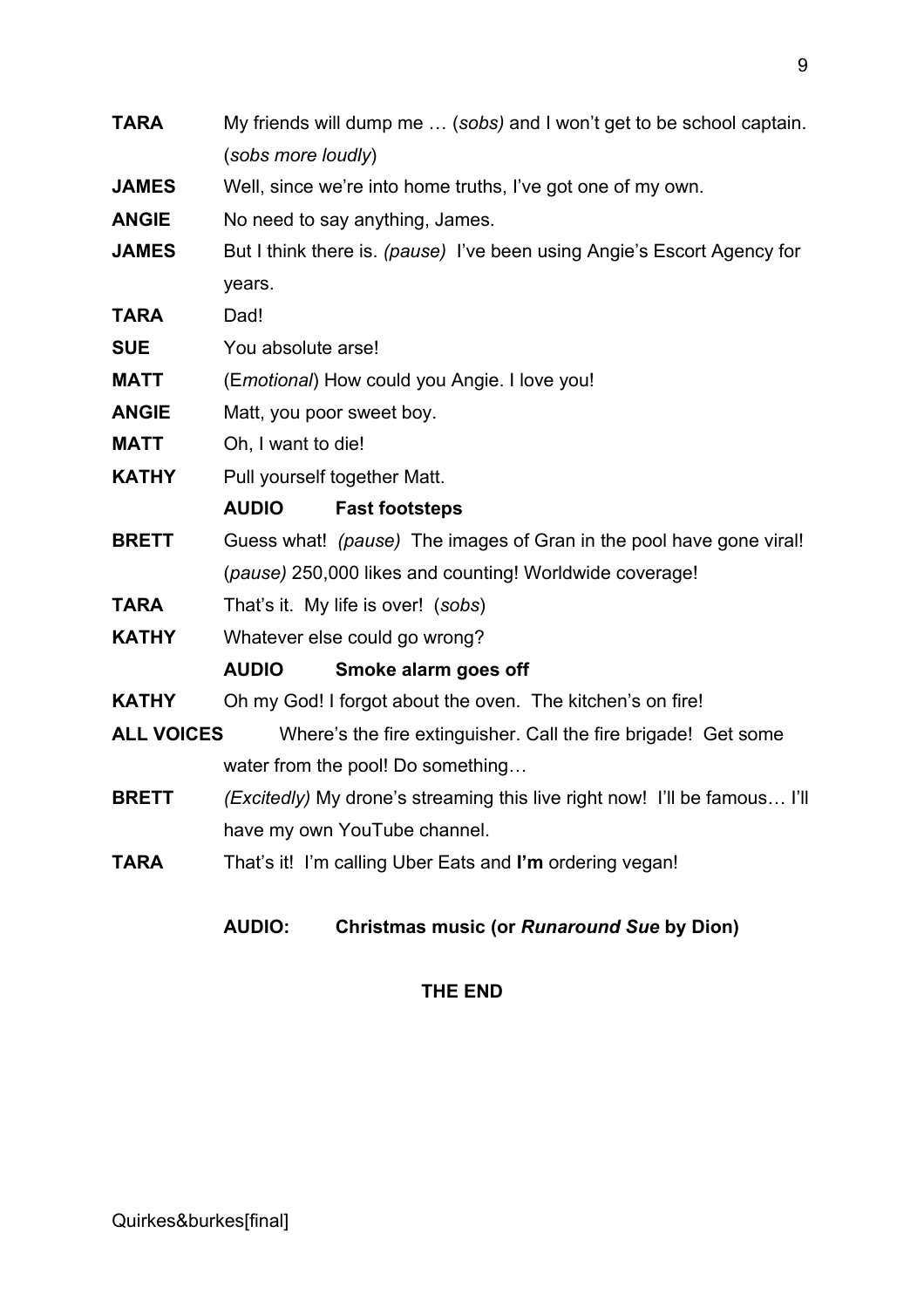**TARA** My friends will dump me … (*sobs)* and I won't get to be school captain. (*sobs more loudly*)

**JAMES** Well, since we're into home truths, I've got one of my own.

**ANGIE** No need to say anything, James.

**JAMES** But I think there is. *(pause)* I've been using Angie's Escort Agency for years.

**TARA** Dad!

**SUE** You absolute arse!

**MATT** (E*motional*) How could you Angie. I love you!

**ANGIE** Matt, you poor sweet boy.

**MATT** Oh, I want to die!

**KATHY** Pull yourself together Matt.

**AUDIO Fast footsteps**

**BRETT** Guess what! *(pause)* The images of Gran in the pool have gone viral! (*pause)* 250,000 likes and counting! Worldwide coverage!

**TARA** That's it. My life is over! (*sobs*)

**KATHY** Whatever else could go wrong?

**AUDIO Smoke alarm goes off**

**KATHY** Oh my God! I forgot about the oven. The kitchen's on fire!

**ALL VOICES** Where's the fire extinguisher. Call the fire brigade! Get some water from the pool! Do something…

**BRETT** *(Excitedly)* My drone's streaming this live right now! I'll be famous… I'll have my own YouTube channel.

**TARA** That's it! I'm calling Uber Eats and **I'm** ordering vegan!

**AUDIO: Christmas music (or *Runaround Sue* by Dion)**

**THE END**